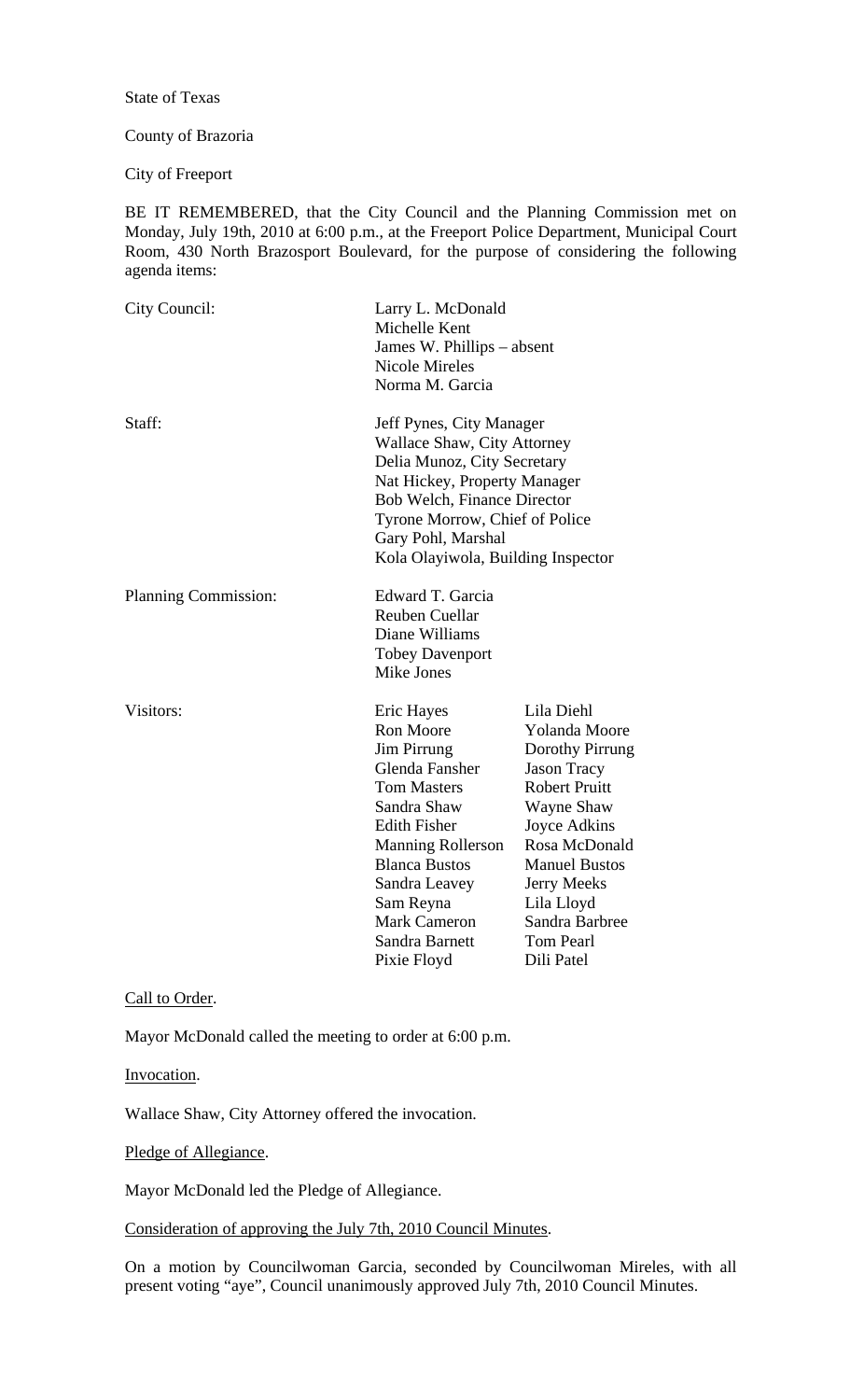State of Texas

County of Brazoria

City of Freeport

BE IT REMEMBERED, that the City Council and the Planning Commission met on Monday, July 19th, 2010 at 6:00 p.m., at the Freeport Police Department, Municipal Court Room, 430 North Brazosport Boulevard, for the purpose of considering the following agenda items:

| | | |
|---|---|---|
| City Council: | Larry L. McDonald | |
| | Michelle Kent | |
| | James W. Phillips – absent | |
| | Nicole Mireles | |
| | Norma M. Garcia | |
| Staff: | Jeff Pynes, City Manager | |
| | Wallace Shaw, City Attorney | |
| | Delia Munoz, City Secretary | |
| | Nat Hickey, Property Manager | |
| | Bob Welch, Finance Director | |
| | Tyrone Morrow, Chief of Police | |
| | Gary Pohl, Marshal | |
| | Kola Olayiwola, Building Inspector | |
| Planning Commission: | Edward T. Garcia | |
| | Reuben Cuellar | |
| | Diane Williams | |
| | Tobey Davenport | |
| | Mike Jones | |
| Visitors: | Eric Hayes | Lila Diehl |
| | Ron Moore | Yolanda Moore |
| | Jim Pirrung | Dorothy Pirrung |
| | Glenda Fansher | Jason Tracy |
| | Tom Masters | Robert Pruitt |
| | Sandra Shaw | Wayne Shaw |
| | Edith Fisher | Joyce Adkins |
| | Manning Rollerson | Rosa McDonald |
| | Blanca Bustos | Manuel Bustos |
| | Sandra Leavey | Jerry Meeks |
| | Sam Reyna | Lila Lloyd |
| | Mark Cameron | Sandra Barbree |
| | Sandra Barnett | Tom Pearl |
| | Pixie Floyd | Dili Patel |

Call to Order.

Mayor McDonald called the meeting to order at 6:00 p.m.

Invocation.

Wallace Shaw, City Attorney offered the invocation.

Pledge of Allegiance.

Mayor McDonald led the Pledge of Allegiance.

Consideration of approving the July 7th, 2010 Council Minutes.

On a motion by Councilwoman Garcia, seconded by Councilwoman Mireles, with all present voting "aye", Council unanimously approved July 7th, 2010 Council Minutes.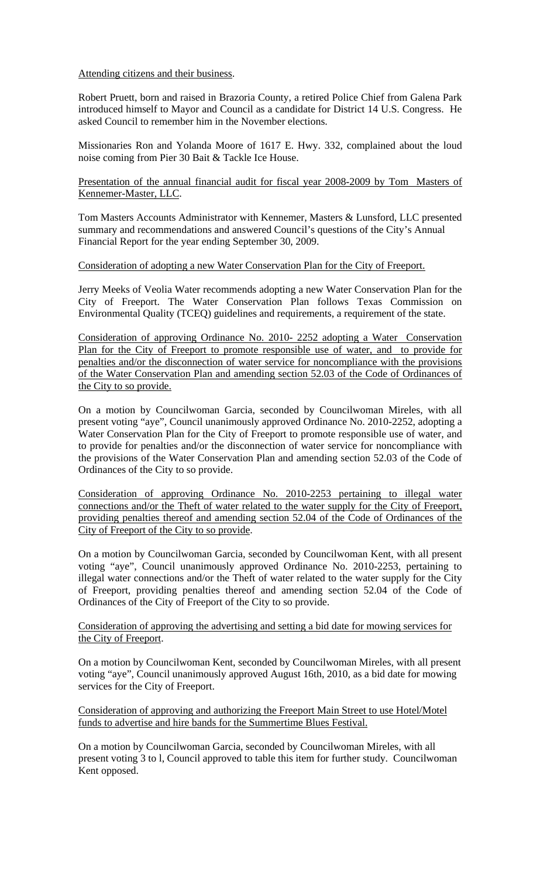Attending citizens and their business.

Robert Pruett, born and raised in Brazoria County, a retired Police Chief from Galena Park introduced himself to Mayor and Council as a candidate for District 14 U.S. Congress. He asked Council to remember him in the November elections.

Missionaries Ron and Yolanda Moore of 1617 E. Hwy. 332, complained about the loud noise coming from Pier 30 Bait & Tackle Ice House.

Presentation of the annual financial audit for fiscal year 2008-2009 by Tom Masters of Kennemer-Master, LLC.

Tom Masters Accounts Administrator with Kennemer, Masters & Lunsford, LLC presented summary and recommendations and answered Council's questions of the City's Annual Financial Report for the year ending September 30, 2009.

Consideration of adopting a new Water Conservation Plan for the City of Freeport.

Jerry Meeks of Veolia Water recommends adopting a new Water Conservation Plan for the City of Freeport. The Water Conservation Plan follows Texas Commission on Environmental Quality (TCEQ) guidelines and requirements, a requirement of the state.

Consideration of approving Ordinance No. 2010- 2252 adopting a Water Conservation Plan for the City of Freeport to promote responsible use of water, and to provide for penalties and/or the disconnection of water service for noncompliance with the provisions of the Water Conservation Plan and amending section 52.03 of the Code of Ordinances of the City to so provide.

On a motion by Councilwoman Garcia, seconded by Councilwoman Mireles, with all present voting "aye", Council unanimously approved Ordinance No. 2010-2252, adopting a Water Conservation Plan for the City of Freeport to promote responsible use of water, and to provide for penalties and/or the disconnection of water service for noncompliance with the provisions of the Water Conservation Plan and amending section 52.03 of the Code of Ordinances of the City to so provide.

Consideration of approving Ordinance No. 2010-2253 pertaining to illegal water connections and/or the Theft of water related to the water supply for the City of Freeport, providing penalties thereof and amending section 52.04 of the Code of Ordinances of the City of Freeport of the City to so provide.

On a motion by Councilwoman Garcia, seconded by Councilwoman Kent, with all present voting "aye", Council unanimously approved Ordinance No. 2010-2253, pertaining to illegal water connections and/or the Theft of water related to the water supply for the City of Freeport, providing penalties thereof and amending section 52.04 of the Code of Ordinances of the City of Freeport of the City to so provide.

Consideration of approving the advertising and setting a bid date for mowing services for the City of Freeport.

On a motion by Councilwoman Kent, seconded by Councilwoman Mireles, with all present voting "aye", Council unanimously approved August 16th, 2010, as a bid date for mowing services for the City of Freeport.

Consideration of approving and authorizing the Freeport Main Street to use Hotel/Motel funds to advertise and hire bands for the Summertime Blues Festival.

On a motion by Councilwoman Garcia, seconded by Councilwoman Mireles, with all present voting 3 to l, Council approved to table this item for further study. Councilwoman Kent opposed.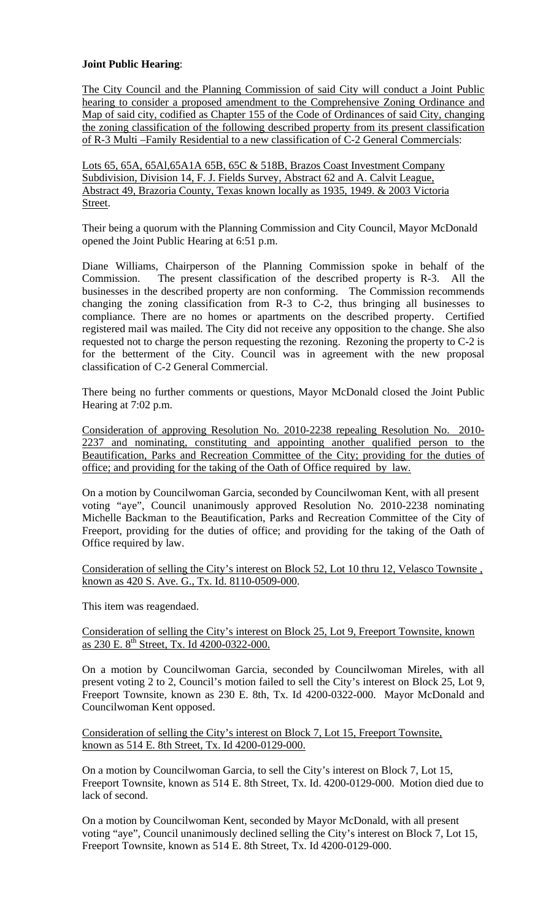**Joint Public Hearing**:

The City Council and the Planning Commission of said City will conduct a Joint Public hearing to consider a proposed amendment to the Comprehensive Zoning Ordinance and Map of said city, codified as Chapter 155 of the Code of Ordinances of said City, changing the zoning classification of the following described property from its present classification of R-3 Multi –Family Residential to a new classification of C-2 General Commercials:

Lots 65, 65A, 65Al,65A1A 65B, 65C & 518B, Brazos Coast Investment Company Subdivision, Division 14, F. J. Fields Survey, Abstract 62 and A. Calvit League, Abstract 49, Brazoria County, Texas known locally as 1935, 1949. & 2003 Victoria Street.

Their being a quorum with the Planning Commission and City Council, Mayor McDonald opened the Joint Public Hearing at 6:51 p.m.

Diane Williams, Chairperson of the Planning Commission spoke in behalf of the Commission. The present classification of the described property is R-3. All the businesses in the described property are non conforming. The Commission recommends changing the zoning classification from R-3 to C-2, thus bringing all businesses to compliance. There are no homes or apartments on the described property. Certified registered mail was mailed. The City did not receive any opposition to the change. She also requested not to charge the person requesting the rezoning. Rezoning the property to C-2 is for the betterment of the City. Council was in agreement with the new proposal classification of C-2 General Commercial.

There being no further comments or questions, Mayor McDonald closed the Joint Public Hearing at 7:02 p.m.

Consideration of approving Resolution No. 2010-2238 repealing Resolution No. 2010-2237 and nominating, constituting and appointing another qualified person to the Beautification, Parks and Recreation Committee of the City; providing for the duties of office; and providing for the taking of the Oath of Office required by law.

On a motion by Councilwoman Garcia, seconded by Councilwoman Kent, with all present voting "aye", Council unanimously approved Resolution No. 2010-2238 nominating Michelle Backman to the Beautification, Parks and Recreation Committee of the City of Freeport, providing for the duties of office; and providing for the taking of the Oath of Office required by law.

Consideration of selling the City's interest on Block 52, Lot 10 thru 12, Velasco Townsite , known as 420 S. Ave. G., Tx. Id. 8110-0509-000.

This item was reagendaed.

Consideration of selling the City's interest on Block 25, Lot 9, Freeport Townsite, known as 230 E. 8th Street, Tx. Id 4200-0322-000.

On a motion by Councilwoman Garcia, seconded by Councilwoman Mireles, with all present voting 2 to 2, Council's motion failed to sell the City's interest on Block 25, Lot 9, Freeport Townsite, known as 230 E. 8th, Tx. Id 4200-0322-000. Mayor McDonald and Councilwoman Kent opposed.

Consideration of selling the City's interest on Block 7, Lot 15, Freeport Townsite, known as 514 E. 8th Street, Tx. Id 4200-0129-000.

On a motion by Councilwoman Garcia, to sell the City's interest on Block 7, Lot 15, Freeport Townsite, known as 514 E. 8th Street, Tx. Id. 4200-0129-000. Motion died due to lack of second.

On a motion by Councilwoman Kent, seconded by Mayor McDonald, with all present voting "aye", Council unanimously declined selling the City's interest on Block 7, Lot 15, Freeport Townsite, known as 514 E. 8th Street, Tx Id 4200-0129-000.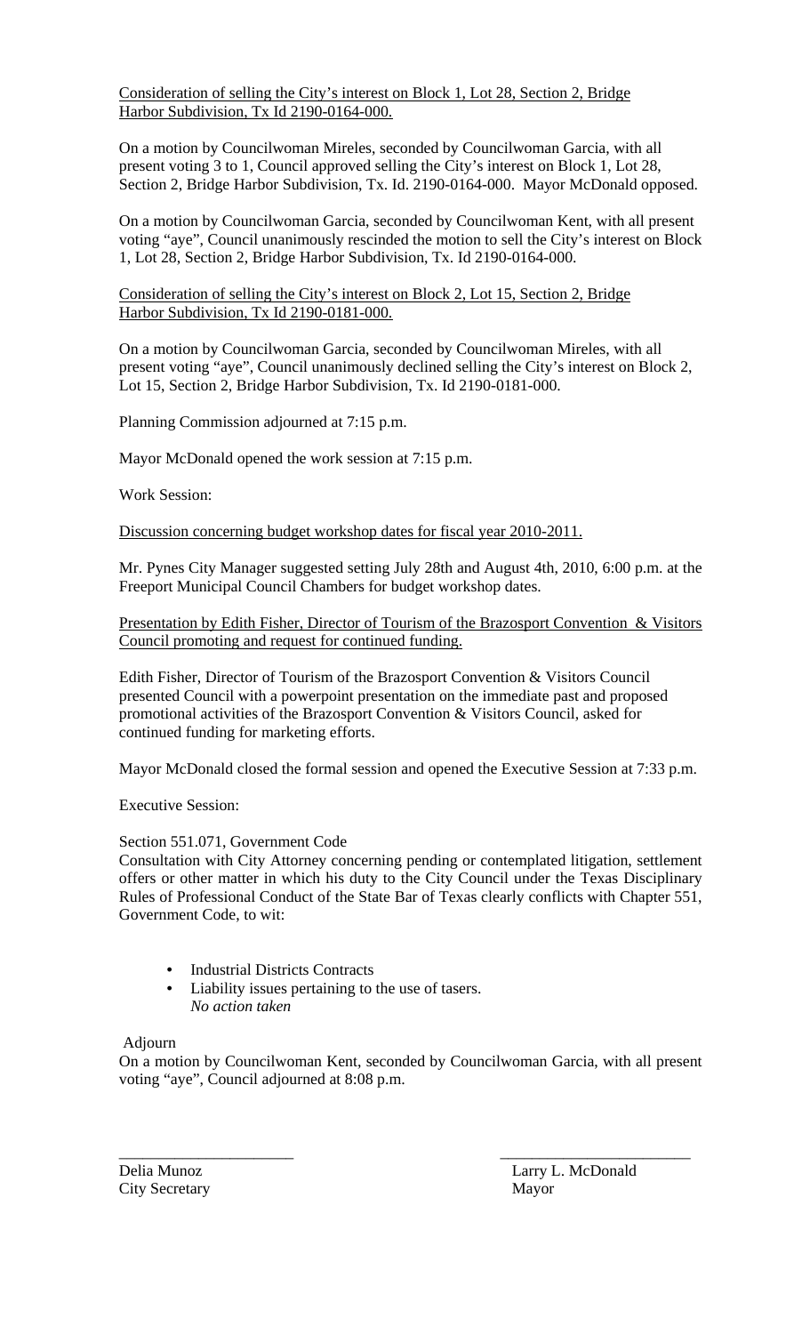<u>Consideration of selling the City's interest on Block 1, Lot 28, Section 2, Bridge Harbor Subdivision, Tx Id 2190-0164-000.</u>

On a motion by Councilwoman Mireles, seconded by Councilwoman Garcia, with all present voting 3 to 1, Council approved selling the City's interest on Block 1, Lot 28, Section 2, Bridge Harbor Subdivision, Tx. Id. 2190-0164-000. Mayor McDonald opposed.

On a motion by Councilwoman Garcia, seconded by Councilwoman Kent, with all present voting "aye", Council unanimously rescinded the motion to sell the City's interest on Block 1, Lot 28, Section 2, Bridge Harbor Subdivision, Tx. Id 2190-0164-000.

<u>Consideration of selling the City's interest on Block 2, Lot 15, Section 2, Bridge Harbor Subdivision, Tx Id 2190-0181-000.</u>

On a motion by Councilwoman Garcia, seconded by Councilwoman Mireles, with all present voting "aye", Council unanimously declined selling the City's interest on Block 2, Lot 15, Section 2, Bridge Harbor Subdivision, Tx. Id 2190-0181-000.

Planning Commission adjourned at 7:15 p.m.

Mayor McDonald opened the work session at 7:15 p.m.

Work Session:

<u>Discussion concerning budget workshop dates for fiscal year 2010-2011.</u>

Mr. Pynes City Manager suggested setting July 28th and August 4th, 2010, 6:00 p.m. at the Freeport Municipal Council Chambers for budget workshop dates.

<u>Presentation by Edith Fisher, Director of Tourism of the Brazosport Convention & Visitors Council promoting and request for continued funding.</u>

Edith Fisher, Director of Tourism of the Brazosport Convention & Visitors Council presented Council with a powerpoint presentation on the immediate past and proposed promotional activities of the Brazosport Convention & Visitors Council, asked for continued funding for marketing efforts.

Mayor McDonald closed the formal session and opened the Executive Session at 7:33 p.m.

Executive Session:

Section 551.071, Government Code
Consultation with City Attorney concerning pending or contemplated litigation, settlement offers or other matter in which his duty to the City Council under the Texas Disciplinary Rules of Professional Conduct of the State Bar of Texas clearly conflicts with Chapter 551, Government Code, to wit:

- Industrial Districts Contracts
- Liability issues pertaining to the use of tasers.
  *No action taken*

Adjourn
On a motion by Councilwoman Kent, seconded by Councilwoman Garcia, with all present voting "aye", Council adjourned at 8:08 p.m.

______________________ ______________________

Delia Munoz
City Secretary

Larry L. McDonald
Mayor